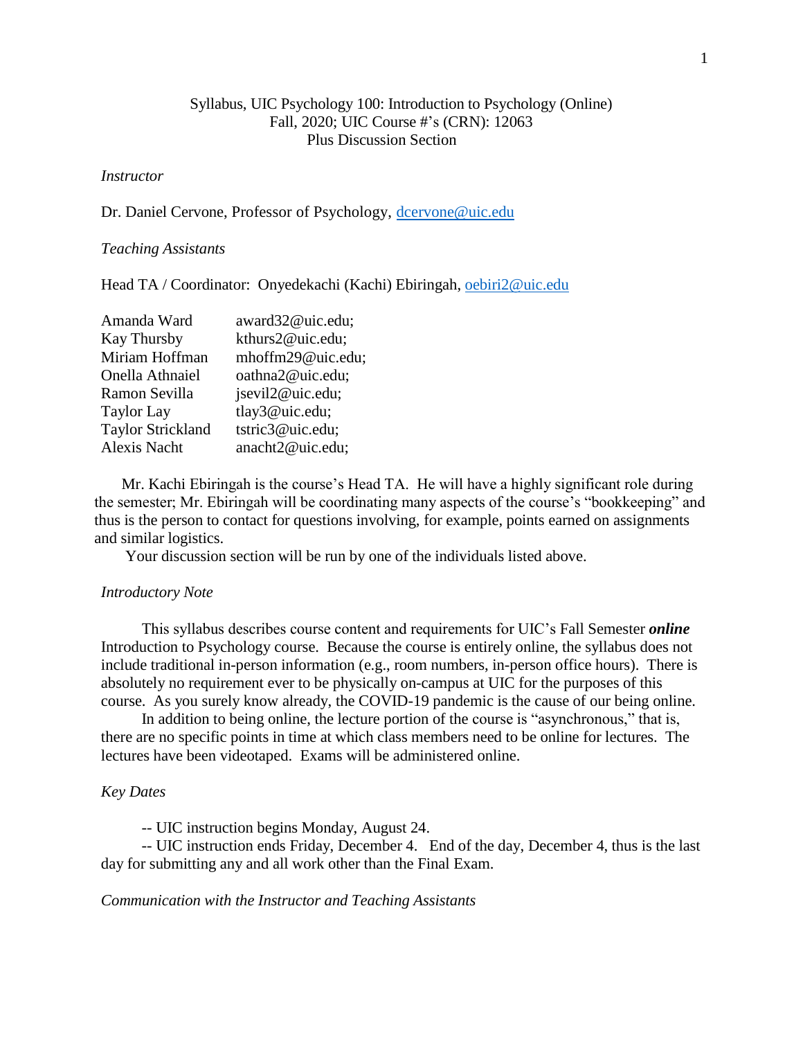Syllabus, UIC Psychology 100: Introduction to Psychology (Online)
Fall, 2020; UIC Course #'s (CRN): 12063
Plus Discussion Section

*Instructor*

Dr. Daniel Cervone, Professor of Psychology, dcervone@uic.edu

*Teaching Assistants*

Head TA / Coordinator: Onyedekachi (Kachi) Ebiringah, oebiri2@uic.edu

| | |
|---|---|
| Amanda Ward | award32@uic.edu; |
| Kay Thursby | kthurs2@uic.edu; |
| Miriam Hoffman | mhoffm29@uic.edu; |
| Onella Athnaiel | oathna2@uic.edu; |
| Ramon Sevilla | jsevil2@uic.edu; |
| Taylor Lay | tlay3@uic.edu; |
| Taylor Strickland | tstric3@uic.edu; |
| Alexis Nacht | anacht2@uic.edu; |

Mr. Kachi Ebiringah is the course's Head TA. He will have a highly significant role during the semester; Mr. Ebiringah will be coordinating many aspects of the course's "bookkeeping" and thus is the person to contact for questions involving, for example, points earned on assignments and similar logistics.

Your discussion section will be run by one of the individuals listed above.

*Introductory Note*

This syllabus describes course content and requirements for UIC's Fall Semester ***online*** Introduction to Psychology course. Because the course is entirely online, the syllabus does not include traditional in-person information (e.g., room numbers, in-person office hours). There is absolutely no requirement ever to be physically on-campus at UIC for the purposes of this course. As you surely know already, the COVID-19 pandemic is the cause of our being online.

In addition to being online, the lecture portion of the course is "asynchronous," that is, there are no specific points in time at which class members need to be online for lectures. The lectures have been videotaped. Exams will be administered online.

*Key Dates*

-- UIC instruction begins Monday, August 24.

-- UIC instruction ends Friday, December 4. End of the day, December 4, thus is the last day for submitting any and all work other than the Final Exam.

*Communication with the Instructor and Teaching Assistants*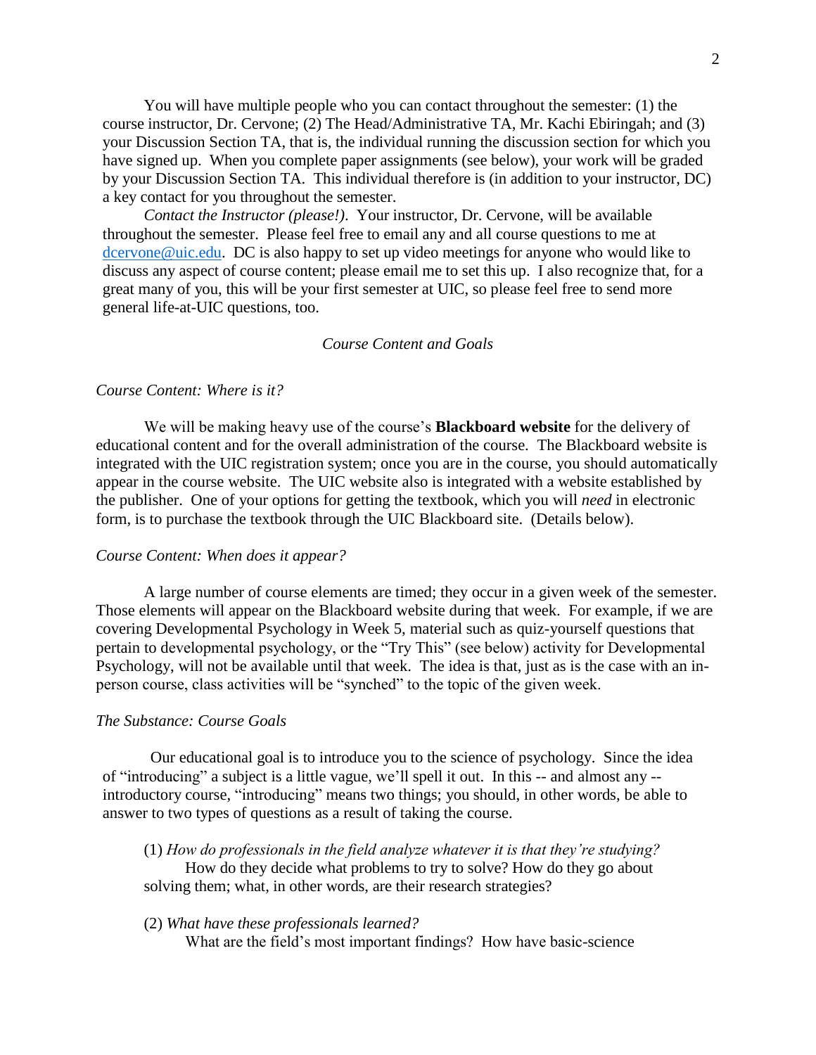You will have multiple people who you can contact throughout the semester: (1) the course instructor, Dr. Cervone; (2) The Head/Administrative TA, Mr. Kachi Ebiringah; and (3) your Discussion Section TA, that is, the individual running the discussion section for which you have signed up. When you complete paper assignments (see below), your work will be graded by your Discussion Section TA. This individual therefore is (in addition to your instructor, DC) a key contact for you throughout the semester.

*Contact the Instructor (please!)*. Your instructor, Dr. Cervone, will be available throughout the semester. Please feel free to email any and all course questions to me at dcervone@uic.edu. DC is also happy to set up video meetings for anyone who would like to discuss any aspect of course content; please email me to set this up. I also recognize that, for a great many of you, this will be your first semester at UIC, so please feel free to send more general life-at-UIC questions, too.

## *Course Content and Goals*

### *Course Content: Where is it?*

We will be making heavy use of the course's **Blackboard website** for the delivery of educational content and for the overall administration of the course. The Blackboard website is integrated with the UIC registration system; once you are in the course, you should automatically appear in the course website. The UIC website also is integrated with a website established by the publisher. One of your options for getting the textbook, which you will *need* in electronic form, is to purchase the textbook through the UIC Blackboard site. (Details below).

### *Course Content: When does it appear?*

A large number of course elements are timed; they occur in a given week of the semester. Those elements will appear on the Blackboard website during that week. For example, if we are covering Developmental Psychology in Week 5, material such as quiz-yourself questions that pertain to developmental psychology, or the "Try This" (see below) activity for Developmental Psychology, will not be available until that week. The idea is that, just as is the case with an in-person course, class activities will be "synched" to the topic of the given week.

### *The Substance: Course Goals*

Our educational goal is to introduce you to the science of psychology. Since the idea of "introducing" a subject is a little vague, we'll spell it out. In this -- and almost any -- introductory course, "introducing" means two things; you should, in other words, be able to answer to two types of questions as a result of taking the course.

(1) *How do professionals in the field analyze whatever it is that they're studying?*
How do they decide what problems to try to solve? How do they go about solving them; what, in other words, are their research strategies?

(2) *What have these professionals learned?*
What are the field's most important findings? How have basic-science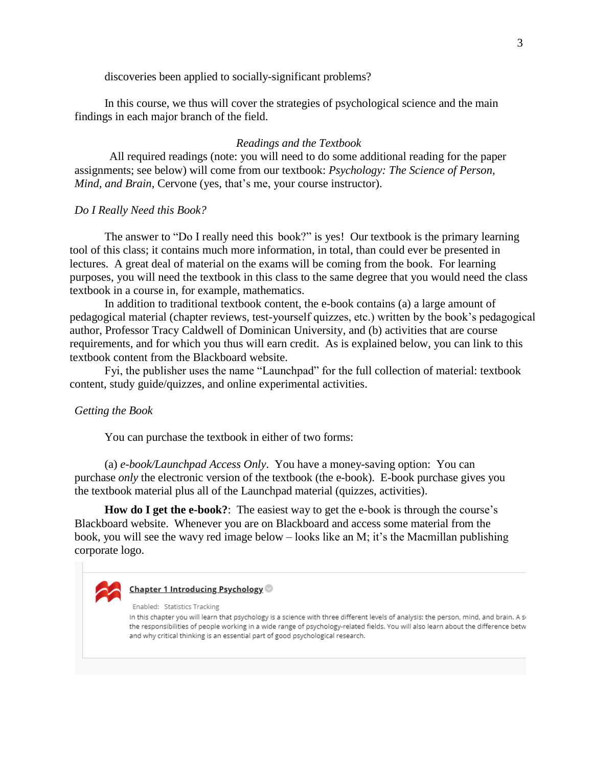discoveries been applied to socially-significant problems?

In this course, we thus will cover the strategies of psychological science and the main findings in each major branch of the field.

### *Readings and the Textbook*

All required readings (note: you will need to do some additional reading for the paper assignments; see below) will come from our textbook: *Psychology: The Science of Person, Mind, and Brain*, Cervone (yes, that's me, your course instructor).

#### *Do I Really Need this Book?*

The answer to "Do I really need this book?" is yes! Our textbook is the primary learning tool of this class; it contains much more information, in total, than could ever be presented in lectures. A great deal of material on the exams will be coming from the book. For learning purposes, you will need the textbook in this class to the same degree that you would need the class textbook in a course in, for example, mathematics.

In addition to traditional textbook content, the e-book contains (a) a large amount of pedagogical material (chapter reviews, test-yourself quizzes, etc.) written by the book's pedagogical author, Professor Tracy Caldwell of Dominican University, and (b) activities that are course requirements, and for which you thus will earn credit. As is explained below, you can link to this textbook content from the Blackboard website.

Fyi, the publisher uses the name "Launchpad" for the full collection of material: textbook content, study guide/quizzes, and online experimental activities.

#### *Getting the Book*

You can purchase the textbook in either of two forms:

(a) *e-book/Launchpad Access Only*. You have a money-saving option: You can purchase *only* the electronic version of the textbook (the e-book). E-book purchase gives you the textbook material plus all of the Launchpad material (quizzes, activities).

**How do I get the e-book?**: The easiest way to get the e-book is through the course's Blackboard website. Whenever you are on Blackboard and access some material from the book, you will see the wavy red image below – looks like an M; it's the Macmillan publishing corporate logo.

**Chapter 1 Introducing Psychology**

Enabled: Statistics Tracking

In this chapter you will learn that psychology is a science with three different levels of analysis: the person, mind, and brain. A s the responsibilities of people working in a wide range of psychology-related fields. You will also learn about the difference betw and why critical thinking is an essential part of good psychological research.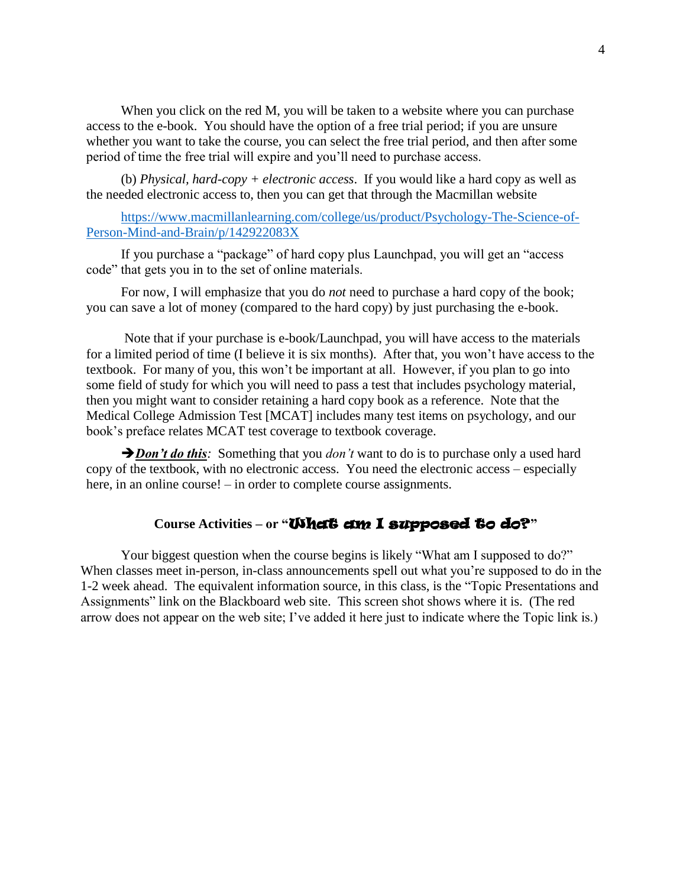When you click on the red M, you will be taken to a website where you can purchase access to the e-book. You should have the option of a free trial period; if you are unsure whether you want to take the course, you can select the free trial period, and then after some period of time the free trial will expire and you'll need to purchase access.

(b) *Physical, hard-copy + electronic access*. If you would like a hard copy as well as the needed electronic access to, then you can get that through the Macmillan website

https://www.macmillanlearning.com/college/us/product/Psychology-The-Science-of-Person-Mind-and-Brain/p/142922083X

If you purchase a "package" of hard copy plus Launchpad, you will get an "access code" that gets you in to the set of online materials.

For now, I will emphasize that you do *not* need to purchase a hard copy of the book; you can save a lot of money (compared to the hard copy) by just purchasing the e-book.

Note that if your purchase is e-book/Launchpad, you will have access to the materials for a limited period of time (I believe it is six months). After that, you won't have access to the textbook. For many of you, this won't be important at all. However, if you plan to go into some field of study for which you will need to pass a test that includes psychology material, then you might want to consider retaining a hard copy book as a reference. Note that the Medical College Admission Test [MCAT] includes many test items on psychology, and our book's preface relates MCAT test coverage to textbook coverage.

➔***Don't do this***: Something that you *don't* want to do is to purchase only a used hard copy of the textbook, with no electronic access. You need the electronic access – especially here, in an online course! – in order to complete course assignments.

## Course Activities – or "What am I supposed to do?"

Your biggest question when the course begins is likely "What am I supposed to do?" When classes meet in-person, in-class announcements spell out what you're supposed to do in the 1-2 week ahead. The equivalent information source, in this class, is the "Topic Presentations and Assignments" link on the Blackboard web site. This screen shot shows where it is. (The red arrow does not appear on the web site; I've added it here just to indicate where the Topic link is.)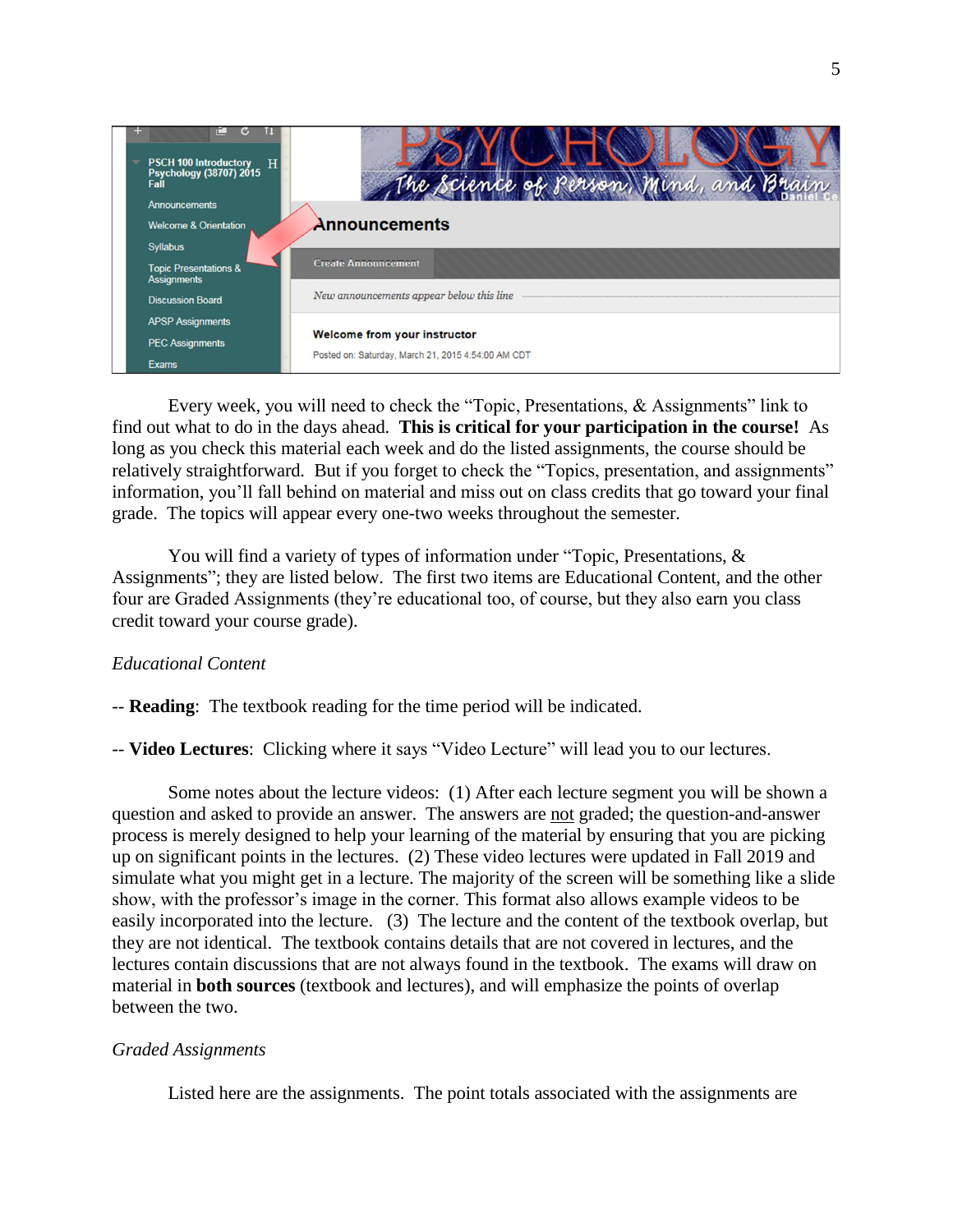Every week, you will need to check the "Topic, Presentations, & Assignments" link to find out what to do in the days ahead. **This is critical for your participation in the course!** As long as you check this material each week and do the listed assignments, the course should be relatively straightforward. But if you forget to check the "Topics, presentation, and assignments" information, you'll fall behind on material and miss out on class credits that go toward your final grade. The topics will appear every one-two weeks throughout the semester.

You will find a variety of types of information under "Topic, Presentations, & Assignments"; they are listed below. The first two items are Educational Content, and the other four are Graded Assignments (they're educational too, of course, but they also earn you class credit toward your course grade).

*Educational Content*

-- **Reading**: The textbook reading for the time period will be indicated.

-- **Video Lectures**: Clicking where it says "Video Lecture" will lead you to our lectures.

Some notes about the lecture videos: (1) After each lecture segment you will be shown a question and asked to provide an answer. The answers are not graded; the question-and-answer process is merely designed to help your learning of the material by ensuring that you are picking up on significant points in the lectures. (2) These video lectures were updated in Fall 2019 and simulate what you might get in a lecture. The majority of the screen will be something like a slide show, with the professor's image in the corner. This format also allows example videos to be easily incorporated into the lecture. (3) The lecture and the content of the textbook overlap, but they are not identical. The textbook contains details that are not covered in lectures, and the lectures contain discussions that are not always found in the textbook. The exams will draw on material in **both sources** (textbook and lectures), and will emphasize the points of overlap between the two.

*Graded Assignments*

Listed here are the assignments. The point totals associated with the assignments are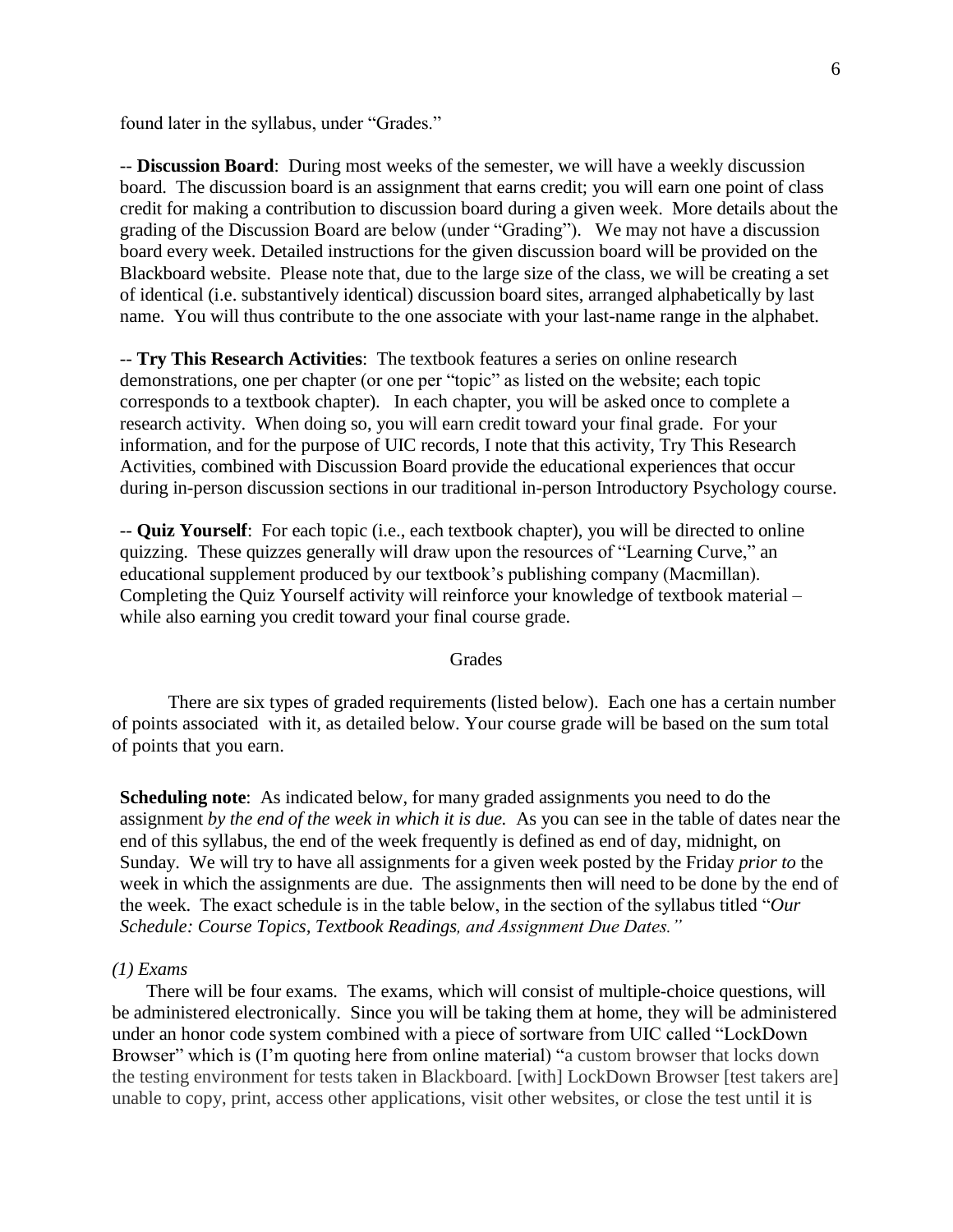found later in the syllabus, under "Grades."

-- **Discussion Board**: During most weeks of the semester, we will have a weekly discussion board. The discussion board is an assignment that earns credit; you will earn one point of class credit for making a contribution to discussion board during a given week. More details about the grading of the Discussion Board are below (under "Grading"). We may not have a discussion board every week. Detailed instructions for the given discussion board will be provided on the Blackboard website. Please note that, due to the large size of the class, we will be creating a set of identical (i.e. substantively identical) discussion board sites, arranged alphabetically by last name. You will thus contribute to the one associate with your last-name range in the alphabet.

-- **Try This Research Activities**: The textbook features a series on online research demonstrations, one per chapter (or one per "topic" as listed on the website; each topic corresponds to a textbook chapter). In each chapter, you will be asked once to complete a research activity. When doing so, you will earn credit toward your final grade. For your information, and for the purpose of UIC records, I note that this activity, Try This Research Activities, combined with Discussion Board provide the educational experiences that occur during in-person discussion sections in our traditional in-person Introductory Psychology course.

-- **Quiz Yourself**: For each topic (i.e., each textbook chapter), you will be directed to online quizzing. These quizzes generally will draw upon the resources of "Learning Curve," an educational supplement produced by our textbook's publishing company (Macmillan). Completing the Quiz Yourself activity will reinforce your knowledge of textbook material – while also earning you credit toward your final course grade.

## Grades

There are six types of graded requirements (listed below). Each one has a certain number of points associated with it, as detailed below. Your course grade will be based on the sum total of points that you earn.

**Scheduling note**: As indicated below, for many graded assignments you need to do the assignment *by the end of the week in which it is due.* As you can see in the table of dates near the end of this syllabus, the end of the week frequently is defined as end of day, midnight, on Sunday. We will try to have all assignments for a given week posted by the Friday *prior to* the week in which the assignments are due. The assignments then will need to be done by the end of the week. The exact schedule is in the table below, in the section of the syllabus titled "*Our Schedule: Course Topics, Textbook Readings, and Assignment Due Dates.*"

*(1) Exams*

There will be four exams. The exams, which will consist of multiple-choice questions, will be administered electronically. Since you will be taking them at home, they will be administered under an honor code system combined with a piece of sortware from UIC called "LockDown Browser" which is (I'm quoting here from online material) "a custom browser that locks down the testing environment for tests taken in Blackboard. [with] LockDown Browser [test takers are] unable to copy, print, access other applications, visit other websites, or close the test until it is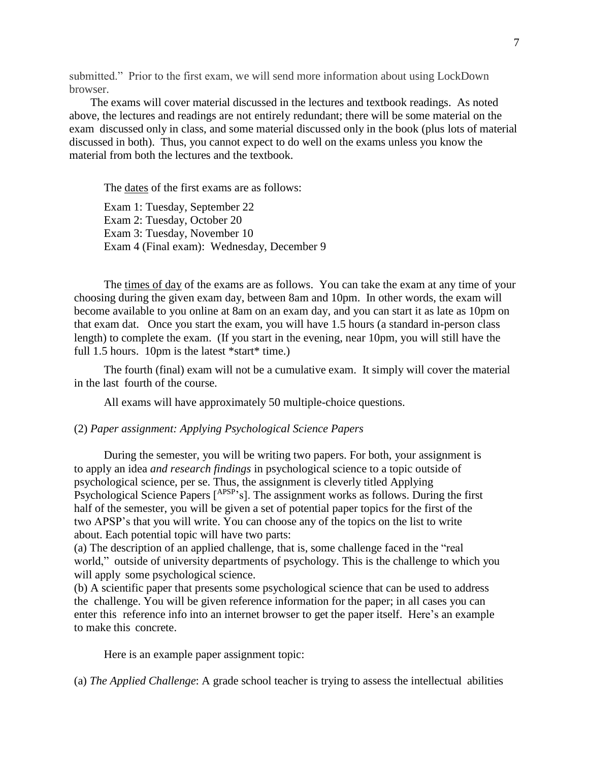submitted." Prior to the first exam, we will send more information about using LockDown browser.

The exams will cover material discussed in the lectures and textbook readings. As noted above, the lectures and readings are not entirely redundant; there will be some material on the exam discussed only in class, and some material discussed only in the book (plus lots of material discussed in both). Thus, you cannot expect to do well on the exams unless you know the material from both the lectures and the textbook.

The <u>dates</u> of the first exams are as follows:

Exam 1: Tuesday, September 22
Exam 2: Tuesday, October 20
Exam 3: Tuesday, November 10
Exam 4 (Final exam): Wednesday, December 9

The <u>times of day</u> of the exams are as follows. You can take the exam at any time of your choosing during the given exam day, between 8am and 10pm. In other words, the exam will become available to you online at 8am on an exam day, and you can start it as late as 10pm on that exam dat. Once you start the exam, you will have 1.5 hours (a standard in-person class length) to complete the exam. (If you start in the evening, near 10pm, you will still have the full 1.5 hours. 10pm is the latest *start* time.)

The fourth (final) exam will not be a cumulative exam. It simply will cover the material in the last fourth of the course.

All exams will have approximately 50 multiple-choice questions.

(2) *Paper assignment: Applying Psychological Science Papers*

During the semester, you will be writing two papers. For both, your assignment is to apply an idea *and research findings* in psychological science to a topic outside of psychological science, per se. Thus, the assignment is cleverly titled Applying Psychological Science Papers [APSP's]. The assignment works as follows. During the first half of the semester, you will be given a set of potential paper topics for the first of the two APSP's that you will write. You can choose any of the topics on the list to write about. Each potential topic will have two parts:

(a) The description of an applied challenge, that is, some challenge faced in the "real world," outside of university departments of psychology. This is the challenge to which you will apply some psychological science.

(b) A scientific paper that presents some psychological science that can be used to address the challenge. You will be given reference information for the paper; in all cases you can enter this reference info into an internet browser to get the paper itself. Here's an example to make this concrete.

Here is an example paper assignment topic:

(a) *The Applied Challenge*: A grade school teacher is trying to assess the intellectual abilities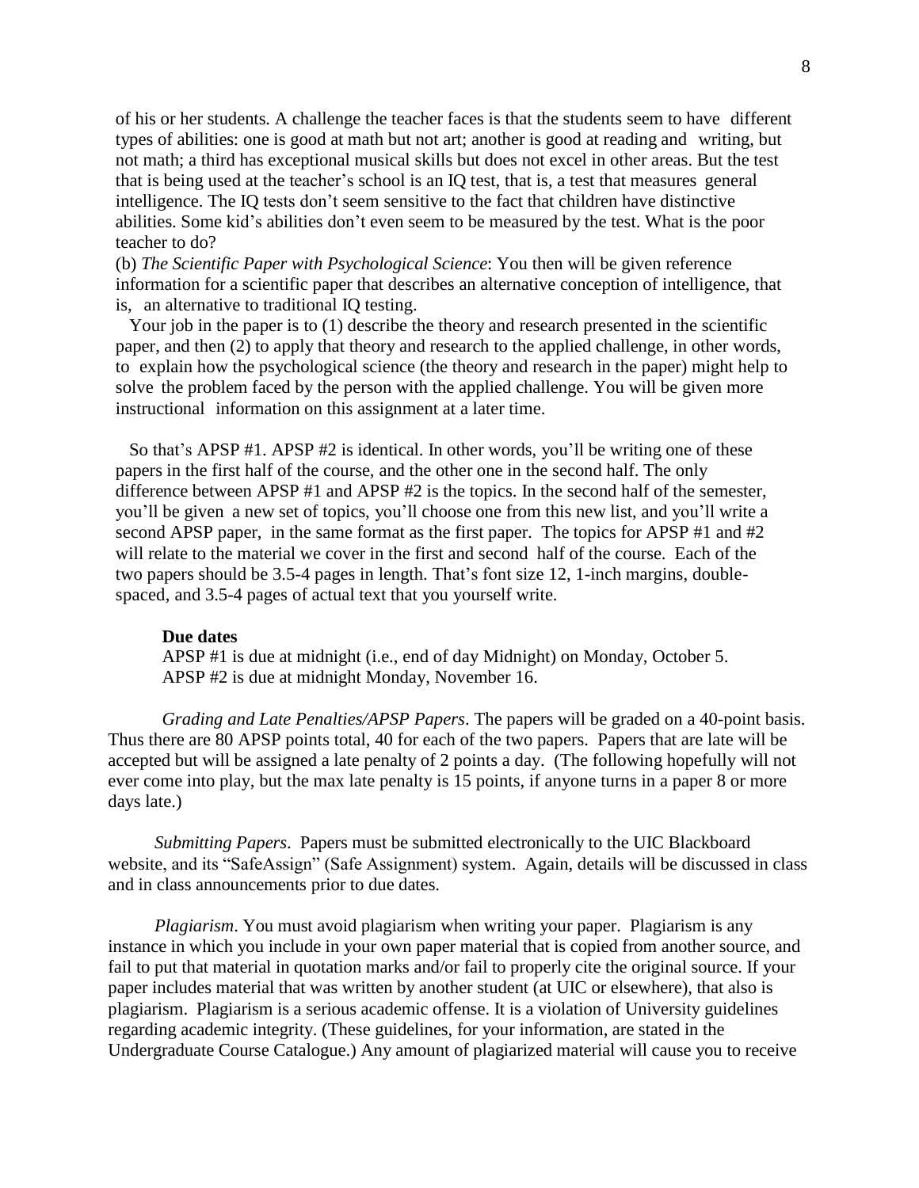of his or her students. A challenge the teacher faces is that the students seem to have different types of abilities: one is good at math but not art; another is good at reading and writing, but not math; a third has exceptional musical skills but does not excel in other areas. But the test that is being used at the teacher's school is an IQ test, that is, a test that measures general intelligence. The IQ tests don't seem sensitive to the fact that children have distinctive abilities. Some kid's abilities don't even seem to be measured by the test. What is the poor teacher to do?

(b) *The Scientific Paper with Psychological Science*: You then will be given reference information for a scientific paper that describes an alternative conception of intelligence, that is, an alternative to traditional IQ testing.

Your job in the paper is to (1) describe the theory and research presented in the scientific paper, and then (2) to apply that theory and research to the applied challenge, in other words, to explain how the psychological science (the theory and research in the paper) might help to solve the problem faced by the person with the applied challenge. You will be given more instructional information on this assignment at a later time.

So that's APSP #1. APSP #2 is identical. In other words, you'll be writing one of these papers in the first half of the course, and the other one in the second half. The only difference between APSP #1 and APSP #2 is the topics. In the second half of the semester, you'll be given a new set of topics, you'll choose one from this new list, and you'll write a second APSP paper, in the same format as the first paper. The topics for APSP #1 and #2 will relate to the material we cover in the first and second half of the course. Each of the two papers should be 3.5-4 pages in length. That's font size 12, 1-inch margins, double-spaced, and 3.5-4 pages of actual text that you yourself write.

**Due dates**

APSP #1 is due at midnight (i.e., end of day Midnight) on Monday, October 5.
APSP #2 is due at midnight Monday, November 16.

*Grading and Late Penalties/APSP Papers*. The papers will be graded on a 40-point basis. Thus there are 80 APSP points total, 40 for each of the two papers. Papers that are late will be accepted but will be assigned a late penalty of 2 points a day. (The following hopefully will not ever come into play, but the max late penalty is 15 points, if anyone turns in a paper 8 or more days late.)

*Submitting Papers*. Papers must be submitted electronically to the UIC Blackboard website, and its "SafeAssign" (Safe Assignment) system. Again, details will be discussed in class and in class announcements prior to due dates.

*Plagiarism*. You must avoid plagiarism when writing your paper. Plagiarism is any instance in which you include in your own paper material that is copied from another source, and fail to put that material in quotation marks and/or fail to properly cite the original source. If your paper includes material that was written by another student (at UIC or elsewhere), that also is plagiarism. Plagiarism is a serious academic offense. It is a violation of University guidelines regarding academic integrity. (These guidelines, for your information, are stated in the Undergraduate Course Catalogue.) Any amount of plagiarized material will cause you to receive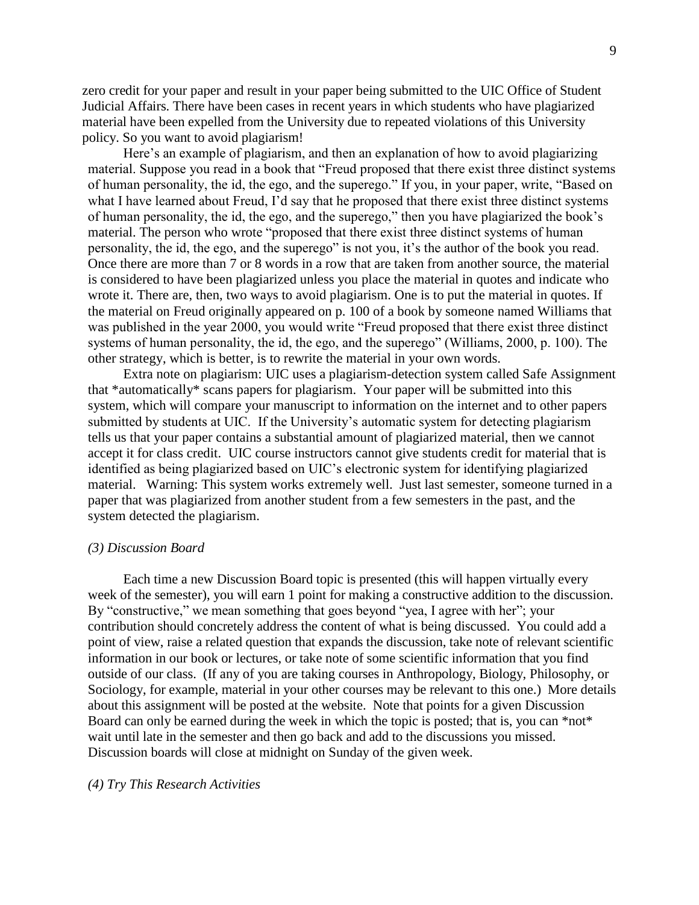zero credit for your paper and result in your paper being submitted to the UIC Office of Student Judicial Affairs. There have been cases in recent years in which students who have plagiarized material have been expelled from the University due to repeated violations of this University policy. So you want to avoid plagiarism!

Here's an example of plagiarism, and then an explanation of how to avoid plagiarizing material. Suppose you read in a book that "Freud proposed that there exist three distinct systems of human personality, the id, the ego, and the superego." If you, in your paper, write, "Based on what I have learned about Freud, I'd say that he proposed that there exist three distinct systems of human personality, the id, the ego, and the superego," then you have plagiarized the book's material. The person who wrote "proposed that there exist three distinct systems of human personality, the id, the ego, and the superego" is not you, it's the author of the book you read. Once there are more than 7 or 8 words in a row that are taken from another source, the material is considered to have been plagiarized unless you place the material in quotes and indicate who wrote it. There are, then, two ways to avoid plagiarism. One is to put the material in quotes. If the material on Freud originally appeared on p. 100 of a book by someone named Williams that was published in the year 2000, you would write "Freud proposed that there exist three distinct systems of human personality, the id, the ego, and the superego" (Williams, 2000, p. 100). The other strategy, which is better, is to rewrite the material in your own words.

Extra note on plagiarism: UIC uses a plagiarism-detection system called Safe Assignment that *automatically* scans papers for plagiarism. Your paper will be submitted into this system, which will compare your manuscript to information on the internet and to other papers submitted by students at UIC. If the University's automatic system for detecting plagiarism tells us that your paper contains a substantial amount of plagiarized material, then we cannot accept it for class credit. UIC course instructors cannot give students credit for material that is identified as being plagiarized based on UIC's electronic system for identifying plagiarized material. Warning: This system works extremely well. Just last semester, someone turned in a paper that was plagiarized from another student from a few semesters in the past, and the system detected the plagiarism.

*(3) Discussion Board*

Each time a new Discussion Board topic is presented (this will happen virtually every week of the semester), you will earn 1 point for making a constructive addition to the discussion. By "constructive," we mean something that goes beyond "yea, I agree with her"; your contribution should concretely address the content of what is being discussed. You could add a point of view, raise a related question that expands the discussion, take note of relevant scientific information in our book or lectures, or take note of some scientific information that you find outside of our class. (If any of you are taking courses in Anthropology, Biology, Philosophy, or Sociology, for example, material in your other courses may be relevant to this one.) More details about this assignment will be posted at the website. Note that points for a given Discussion Board can only be earned during the week in which the topic is posted; that is, you can *not* wait until late in the semester and then go back and add to the discussions you missed. Discussion boards will close at midnight on Sunday of the given week.

*(4) Try This Research Activities*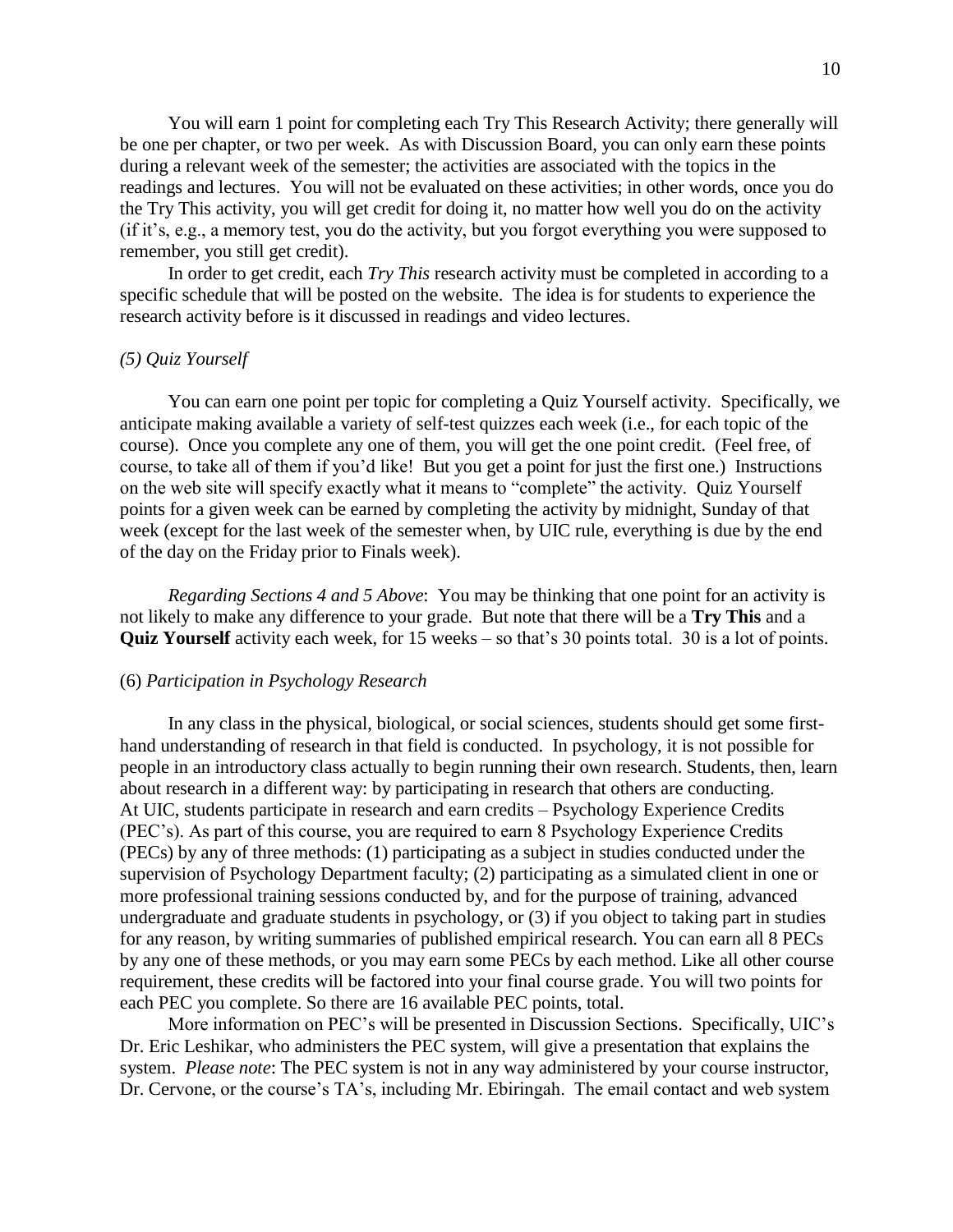You will earn 1 point for completing each Try This Research Activity; there generally will be one per chapter, or two per week. As with Discussion Board, you can only earn these points during a relevant week of the semester; the activities are associated with the topics in the readings and lectures. You will not be evaluated on these activities; in other words, once you do the Try This activity, you will get credit for doing it, no matter how well you do on the activity (if it's, e.g., a memory test, you do the activity, but you forgot everything you were supposed to remember, you still get credit).

In order to get credit, each *Try This* research activity must be completed in according to a specific schedule that will be posted on the website. The idea is for students to experience the research activity before is it discussed in readings and video lectures.

### *(5) Quiz Yourself*

You can earn one point per topic for completing a Quiz Yourself activity. Specifically, we anticipate making available a variety of self-test quizzes each week (i.e., for each topic of the course). Once you complete any one of them, you will get the one point credit. (Feel free, of course, to take all of them if you'd like! But you get a point for just the first one.) Instructions on the web site will specify exactly what it means to "complete" the activity. Quiz Yourself points for a given week can be earned by completing the activity by midnight, Sunday of that week (except for the last week of the semester when, by UIC rule, everything is due by the end of the day on the Friday prior to Finals week).

*Regarding Sections 4 and 5 Above*: You may be thinking that one point for an activity is not likely to make any difference to your grade. But note that there will be a **Try This** and a **Quiz Yourself** activity each week, for 15 weeks – so that's 30 points total. 30 is a lot of points.

### (6) *Participation in Psychology Research*

In any class in the physical, biological, or social sciences, students should get some first-hand understanding of research in that field is conducted. In psychology, it is not possible for people in an introductory class actually to begin running their own research. Students, then, learn about research in a different way: by participating in research that others are conducting. At UIC, students participate in research and earn credits – Psychology Experience Credits (PEC's). As part of this course, you are required to earn 8 Psychology Experience Credits (PECs) by any of three methods: (1) participating as a subject in studies conducted under the supervision of Psychology Department faculty; (2) participating as a simulated client in one or more professional training sessions conducted by, and for the purpose of training, advanced undergraduate and graduate students in psychology, or (3) if you object to taking part in studies for any reason, by writing summaries of published empirical research. You can earn all 8 PECs by any one of these methods, or you may earn some PECs by each method. Like all other course requirement, these credits will be factored into your final course grade. You will two points for each PEC you complete. So there are 16 available PEC points, total.

More information on PEC's will be presented in Discussion Sections. Specifically, UIC's Dr. Eric Leshikar, who administers the PEC system, will give a presentation that explains the system. *Please note*: The PEC system is not in any way administered by your course instructor, Dr. Cervone, or the course's TA's, including Mr. Ebiringah. The email contact and web system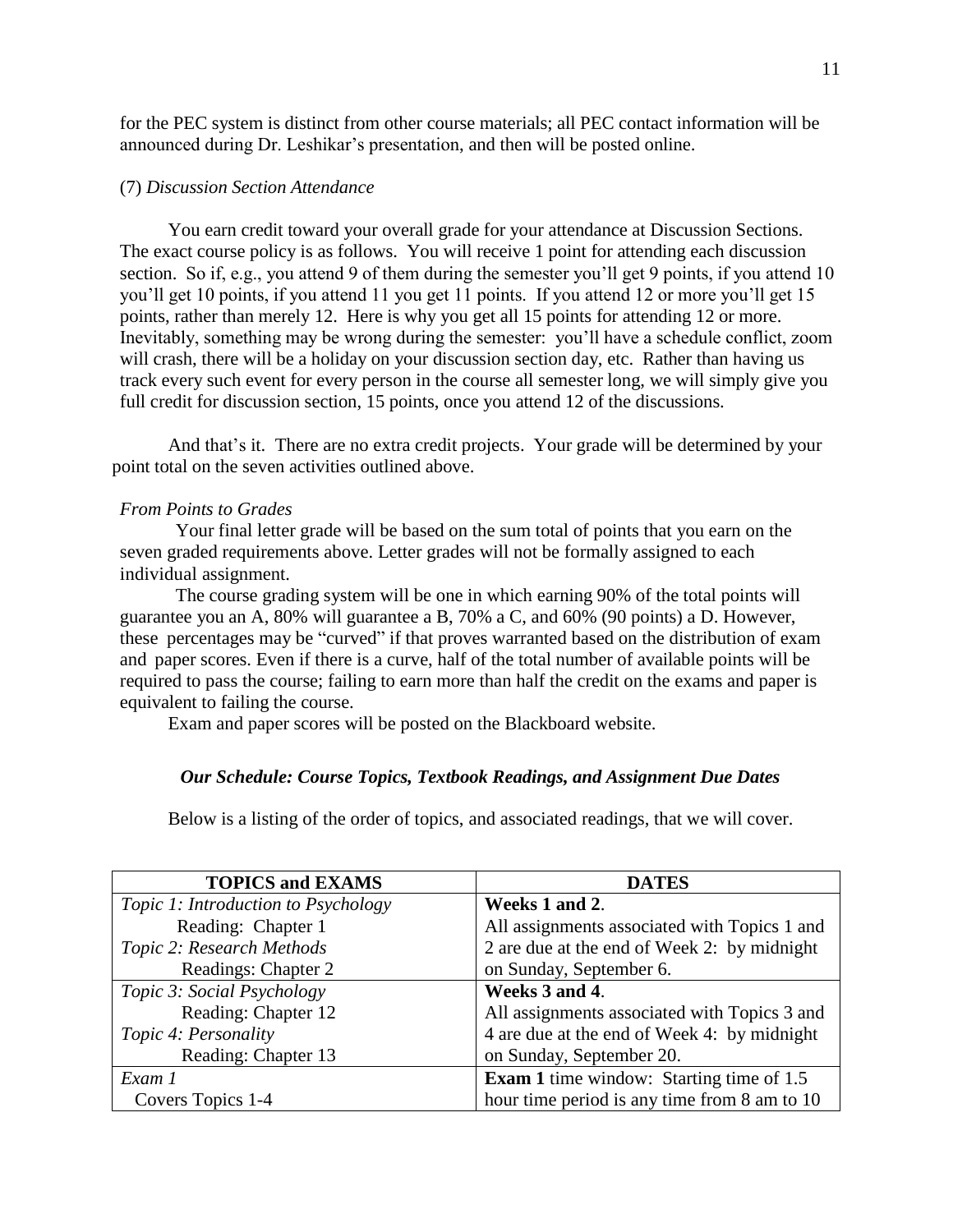for the PEC system is distinct from other course materials; all PEC contact information will be announced during Dr. Leshikar's presentation, and then will be posted online.

(7) *Discussion Section Attendance*

You earn credit toward your overall grade for your attendance at Discussion Sections. The exact course policy is as follows. You will receive 1 point for attending each discussion section. So if, e.g., you attend 9 of them during the semester you'll get 9 points, if you attend 10 you'll get 10 points, if you attend 11 you get 11 points. If you attend 12 or more you'll get 15 points, rather than merely 12. Here is why you get all 15 points for attending 12 or more. Inevitably, something may be wrong during the semester: you'll have a schedule conflict, zoom will crash, there will be a holiday on your discussion section day, etc. Rather than having us track every such event for every person in the course all semester long, we will simply give you full credit for discussion section, 15 points, once you attend 12 of the discussions.

And that's it. There are no extra credit projects. Your grade will be determined by your point total on the seven activities outlined above.

*From Points to Grades*

Your final letter grade will be based on the sum total of points that you earn on the seven graded requirements above. Letter grades will not be formally assigned to each individual assignment.

The course grading system will be one in which earning 90% of the total points will guarantee you an A, 80% will guarantee a B, 70% a C, and 60% (90 points) a D. However, these percentages may be "curved" if that proves warranted based on the distribution of exam and paper scores. Even if there is a curve, half of the total number of available points will be required to pass the course; failing to earn more than half the credit on the exams and paper is equivalent to failing the course.

Exam and paper scores will be posted on the Blackboard website.

### *Our Schedule: Course Topics, Textbook Readings, and Assignment Due Dates*

Below is a listing of the order of topics, and associated readings, that we will cover.

| TOPICS and EXAMS | DATES |
|---|---|
| *Topic 1: Introduction to Psychology*<br>Reading: Chapter 1<br>*Topic 2: Research Methods*<br>Readings: Chapter 2 | **Weeks 1 and 2**.<br>All assignments associated with Topics 1 and 2 are due at the end of Week 2: by midnight on Sunday, September 6. |
| *Topic 3: Social Psychology*<br>Reading: Chapter 12<br>*Topic 4: Personality*<br>Reading: Chapter 13 | **Weeks 3 and 4**.<br>All assignments associated with Topics 3 and 4 are due at the end of Week 4: by midnight on Sunday, September 20. |
| *Exam 1*<br>Covers Topics 1-4 | **Exam 1** time window: Starting time of 1.5 hour time period is any time from 8 am to 10 |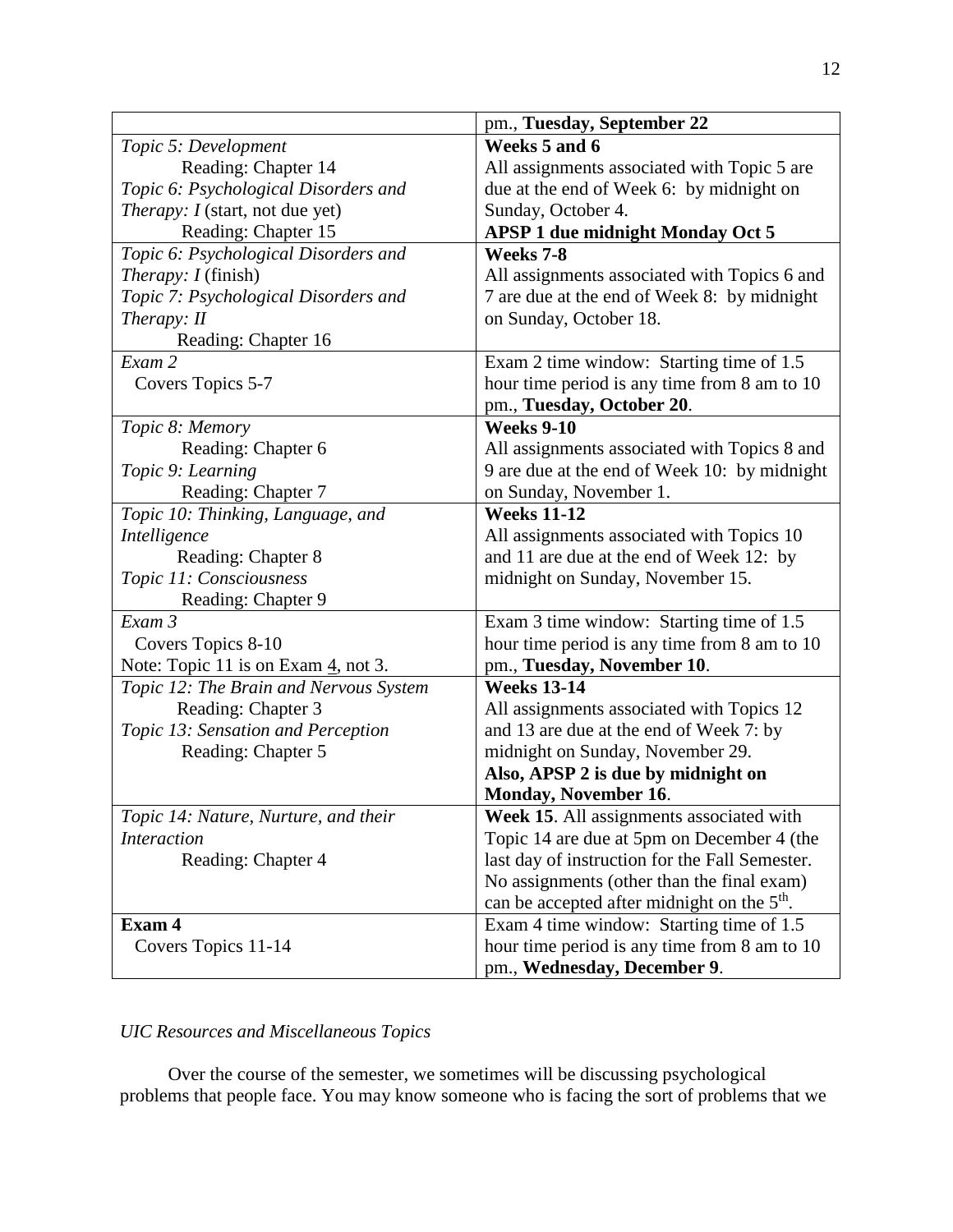| | |
|---|---|
| | pm., **Tuesday, September 22** |
| *Topic 5: Development*<br>Reading: Chapter 14<br>*Topic 6: Psychological Disorders and Therapy: I* (start, not due yet)<br>Reading: Chapter 15 | **Weeks 5 and 6**<br>All assignments associated with Topic 5 are due at the end of Week 6: by midnight on Sunday, October 4.<br>**APSP 1 due midnight Monday Oct 5** |
| *Topic 6: Psychological Disorders and Therapy: I* (finish)<br>*Topic 7: Psychological Disorders and Therapy: II*<br>Reading: Chapter 16 | **Weeks 7-8**<br>All assignments associated with Topics 6 and 7 are due at the end of Week 8: by midnight on Sunday, October 18. |
| *Exam 2*<br>Covers Topics 5-7 | Exam 2 time window: Starting time of 1.5 hour time period is any time from 8 am to 10 pm., **Tuesday, October 20**. |
| *Topic 8: Memory*<br>Reading: Chapter 6<br>*Topic 9: Learning*<br>Reading: Chapter 7 | **Weeks 9-10**<br>All assignments associated with Topics 8 and 9 are due at the end of Week 10: by midnight on Sunday, November 1. |
| *Topic 10: Thinking, Language, and Intelligence*<br>Reading: Chapter 8<br>*Topic 11: Consciousness*<br>Reading: Chapter 9 | **Weeks 11-12**<br>All assignments associated with Topics 10 and 11 are due at the end of Week 12: by midnight on Sunday, November 15. |
| *Exam 3*<br>Covers Topics 8-10<br>Note: Topic 11 is on Exam <u>4</u>, not 3. | Exam 3 time window: Starting time of 1.5 hour time period is any time from 8 am to 10 pm., **Tuesday, November 10**. |
| *Topic 12: The Brain and Nervous System*<br>Reading: Chapter 3<br>*Topic 13: Sensation and Perception*<br>Reading: Chapter 5 | **Weeks 13-14**<br>All assignments associated with Topics 12 and 13 are due at the end of Week 7: by midnight on Sunday, November 29.<br>**Also, APSP 2 is due by midnight on Monday, November 16**. |
| *Topic 14: Nature, Nurture, and their Interaction*<br>Reading: Chapter 4 | **Week 15**. All assignments associated with Topic 14 are due at 5pm on December 4 (the last day of instruction for the Fall Semester. No assignments (other than the final exam) can be accepted after midnight on the 5th. |
| **Exam 4**<br>Covers Topics 11-14 | Exam 4 time window: Starting time of 1.5 hour time period is any time from 8 am to 10 pm., **Wednesday, December 9**. |

*UIC Resources and Miscellaneous Topics*

Over the course of the semester, we sometimes will be discussing psychological problems that people face. You may know someone who is facing the sort of problems that we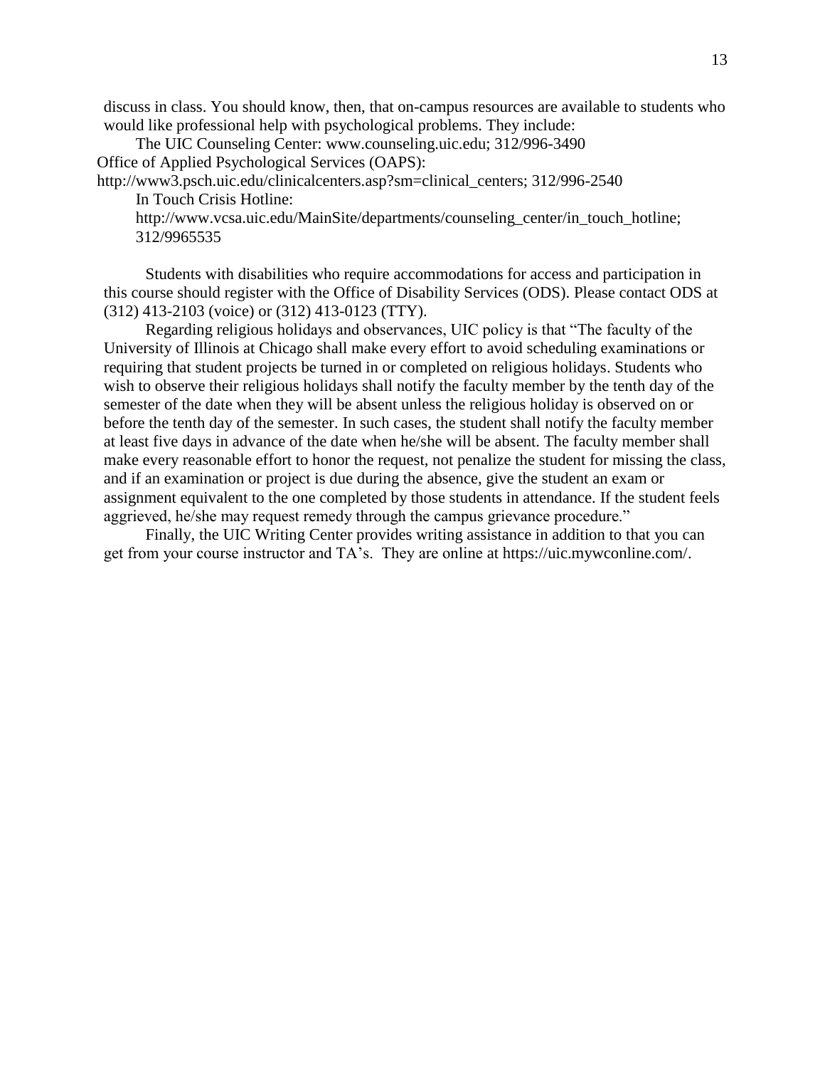discuss in class. You should know, then, that on-campus resources are available to students who would like professional help with psychological problems. They include:

The UIC Counseling Center: www.counseling.uic.edu; 312/996-3490

Office of Applied Psychological Services (OAPS): http://www3.psch.uic.edu/clinicalcenters.asp?sm=clinical_centers; 312/996-2540

In Touch Crisis Hotline: http://www.vcsa.uic.edu/MainSite/departments/counseling_center/in_touch_hotline; 312/9965535

Students with disabilities who require accommodations for access and participation in this course should register with the Office of Disability Services (ODS). Please contact ODS at (312) 413-2103 (voice) or (312) 413-0123 (TTY).

Regarding religious holidays and observances, UIC policy is that "The faculty of the University of Illinois at Chicago shall make every effort to avoid scheduling examinations or requiring that student projects be turned in or completed on religious holidays. Students who wish to observe their religious holidays shall notify the faculty member by the tenth day of the semester of the date when they will be absent unless the religious holiday is observed on or before the tenth day of the semester. In such cases, the student shall notify the faculty member at least five days in advance of the date when he/she will be absent. The faculty member shall make every reasonable effort to honor the request, not penalize the student for missing the class, and if an examination or project is due during the absence, give the student an exam or assignment equivalent to the one completed by those students in attendance. If the student feels aggrieved, he/she may request remedy through the campus grievance procedure."

Finally, the UIC Writing Center provides writing assistance in addition to that you can get from your course instructor and TA's. They are online at https://uic.mywconline.com/.